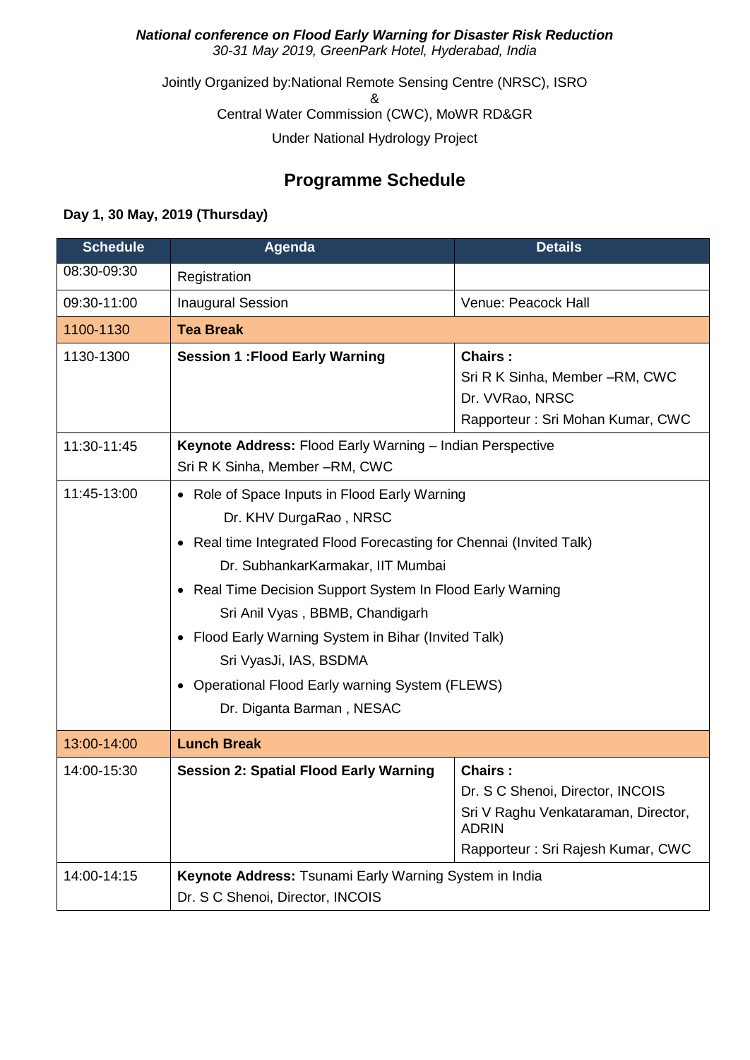***National conference on Flood Early Warning for Disaster Risk Reduction***
*30-31 May 2019, GreenPark Hotel, Hyderabad, India*

Jointly Organized by:National Remote Sensing Centre (NRSC), ISRO
&
Central Water Commission (CWC), MoWR RD&GR
Under National Hydrology Project

## Programme Schedule

**Day 1, 30 May, 2019 (Thursday)**

| Schedule | Agenda | Details |
|---|---|---|
| 08:30-09:30 | Registration | |
| 09:30-11:00 | Inaugural Session | Venue: Peacock Hall |
| 1100-1130 | **Tea Break** | |
| 1130-1300 | **Session 1 :Flood Early Warning** | **Chairs :**<br>Sri R K Sinha, Member –RM, CWC<br>Dr. VVRao, NRSC<br>Rapporteur : Sri Mohan Kumar, CWC |
| 11:30-11:45 | **Keynote Address:** Flood Early Warning – Indian Perspective<br>Sri R K Sinha, Member –RM, CWC | |
| 11:45-13:00 | • Role of Space Inputs in Flood Early Warning<br>Dr. KHV DurgaRao , NRSC<br>• Real time Integrated Flood Forecasting for Chennai (Invited Talk)<br>Dr. SubhankarKarmakar, IIT Mumbai<br>• Real Time Decision Support System In Flood Early Warning<br>Sri Anil Vyas , BBMB, Chandigarh<br>• Flood Early Warning System in Bihar (Invited Talk)<br>Sri VyasJi, IAS, BSDMA<br>• Operational Flood Early warning System (FLEWS)<br>Dr. Diganta Barman , NESAC | |
| 13:00-14:00 | **Lunch Break** | |
| 14:00-15:30 | **Session 2: Spatial Flood Early Warning** | **Chairs :**<br>Dr. S C Shenoi, Director, INCOIS<br>Sri V Raghu Venkataraman, Director, ADRIN<br>Rapporteur : Sri Rajesh Kumar, CWC |
| 14:00-14:15 | **Keynote Address:** Tsunami Early Warning System in India<br>Dr. S C Shenoi, Director, INCOIS | |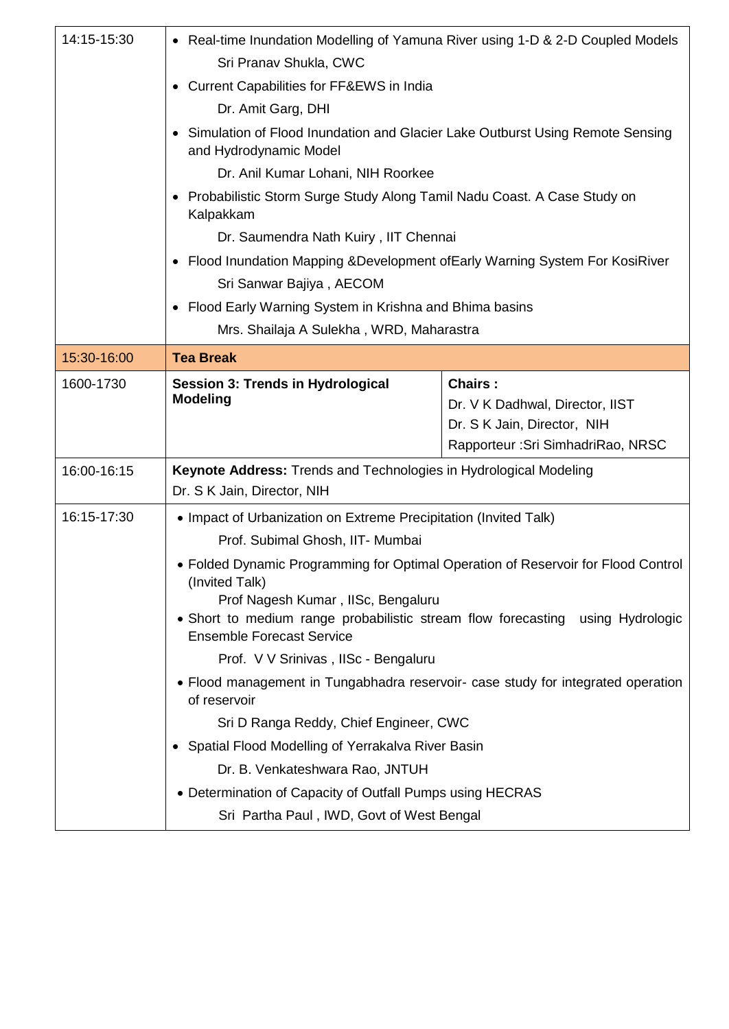| | | |
|---|---|---|
| 14:15-15:30 | • Real-time Inundation Modelling of Yamuna River using 1-D & 2-D Coupled Models<br>Sri Pranav Shukla, CWC<br>• Current Capabilities for FF&EWS in India<br>Dr. Amit Garg, DHI<br>• Simulation of Flood Inundation and Glacier Lake Outburst Using Remote Sensing and Hydrodynamic Model<br>Dr. Anil Kumar Lohani, NIH Roorkee<br>• Probabilistic Storm Surge Study Along Tamil Nadu Coast. A Case Study on Kalpakkam<br>Dr. Saumendra Nath Kuiry , IIT Chennai<br>• Flood Inundation Mapping &Development ofEarly Warning System For KosiRiver<br>Sri Sanwar Bajiya , AECOM<br>• Flood Early Warning System in Krishna and Bhima basins<br>Mrs. Shailaja A Sulekha , WRD, Maharastra | |
| 15:30-16:00 | **Tea Break** | |
| 1600-1730 | **Session 3: Trends in Hydrological Modeling** | **Chairs :**<br>Dr. V K Dadhwal, Director, IIST<br>Dr. S K Jain, Director, NIH<br>Rapporteur :Sri SimhadriRao, NRSC |
| 16:00-16:15 | **Keynote Address:** Trends and Technologies in Hydrological Modeling<br>Dr. S K Jain, Director, NIH | |
| 16:15-17:30 | • Impact of Urbanization on Extreme Precipitation (Invited Talk)<br>Prof. Subimal Ghosh, IIT- Mumbai<br>• Folded Dynamic Programming for Optimal Operation of Reservoir for Flood Control (Invited Talk)<br>Prof Nagesh Kumar , IISc, Bengaluru<br>• Short to medium range probabilistic stream flow forecasting using Hydrologic Ensemble Forecast Service<br>Prof. V V Srinivas , IISc - Bengaluru<br>• Flood management in Tungabhadra reservoir- case study for integrated operation of reservoir<br>Sri D Ranga Reddy, Chief Engineer, CWC<br>• Spatial Flood Modelling of Yerrakalva River Basin<br>Dr. B. Venkateshwara Rao, JNTUH<br>• Determination of Capacity of Outfall Pumps using HECRAS<br>Sri Partha Paul , IWD, Govt of West Bengal | |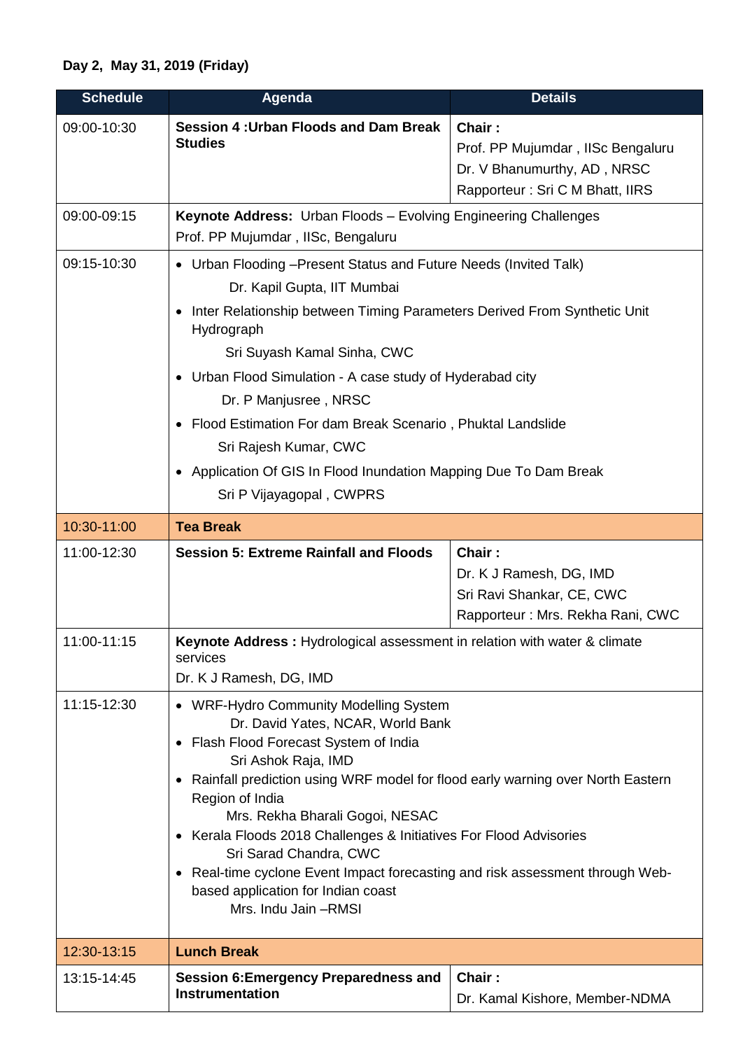**Day 2, May 31, 2019 (Friday)**

| Schedule | Agenda | Details |
|---|---|---|
| 09:00-10:30 | **Session 4 :Urban Floods and Dam Break Studies** | **Chair :**<br>Prof. PP Mujumdar , IISc Bengaluru<br>Dr. V Bhanumurthy, AD , NRSC<br>Rapporteur : Sri C M Bhatt, IIRS |
| 09:00-09:15 | **Keynote Address:** Urban Floods – Evolving Engineering Challenges<br>Prof. PP Mujumdar , IISc, Bengaluru | |
| 09:15-10:30 | • Urban Flooding –Present Status and Future Needs (Invited Talk)<br>Dr. Kapil Gupta, IIT Mumbai<br>• Inter Relationship between Timing Parameters Derived From Synthetic Unit Hydrograph<br>Sri Suyash Kamal Sinha, CWC<br>• Urban Flood Simulation - A case study of Hyderabad city<br>Dr. P Manjusree , NRSC<br>• Flood Estimation For dam Break Scenario , Phuktal Landslide<br>Sri Rajesh Kumar, CWC<br>• Application Of GIS In Flood Inundation Mapping Due To Dam Break<br>Sri P Vijayagopal , CWPRS | |
| 10:30-11:00 | **Tea Break** | |
| 11:00-12:30 | **Session 5: Extreme Rainfall and Floods** | **Chair :**<br>Dr. K J Ramesh, DG, IMD<br>Sri Ravi Shankar, CE, CWC<br>Rapporteur : Mrs. Rekha Rani, CWC |
| 11:00-11:15 | **Keynote Address :** Hydrological assessment in relation with water & climate services<br>Dr. K J Ramesh, DG, IMD | |
| 11:15-12:30 | • WRF-Hydro Community Modelling System<br>Dr. David Yates, NCAR, World Bank<br>• Flash Flood Forecast System of India<br>Sri Ashok Raja, IMD<br>• Rainfall prediction using WRF model for flood early warning over North Eastern Region of India<br>Mrs. Rekha Bharali Gogoi, NESAC<br>• Kerala Floods 2018 Challenges & Initiatives For Flood Advisories<br>Sri Sarad Chandra, CWC<br>• Real-time cyclone Event Impact forecasting and risk assessment through Web-based application for Indian coast<br>Mrs. Indu Jain –RMSI | |
| 12:30-13:15 | **Lunch Break** | |
| 13:15-14:45 | **Session 6:Emergency Preparedness and Instrumentation** | **Chair :**<br>Dr. Kamal Kishore, Member-NDMA |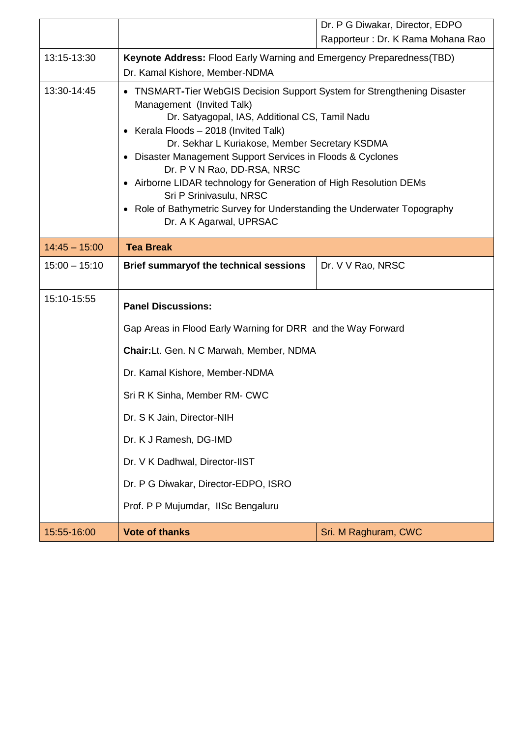| | | |
|---|---|---|
| | | Dr. P G Diwakar, Director, EDPO<br>Rapporteur : Dr. K Rama Mohana Rao |
| 13:15-13:30 | **Keynote Address:** Flood Early Warning and Emergency Preparedness(TBD)<br>Dr. Kamal Kishore, Member-NDMA | |
| 13:30-14:45 | • TNSMART**-**Tier WebGIS Decision Support System for Strengthening Disaster Management (Invited Talk)<br>Dr. Satyagopal, IAS, Additional CS, Tamil Nadu<br>• Kerala Floods – 2018 (Invited Talk)<br>Dr. Sekhar L Kuriakose, Member Secretary KSDMA<br>• Disaster Management Support Services in Floods & Cyclones<br>Dr. P V N Rao, DD-RSA, NRSC<br>• Airborne LIDAR technology for Generation of High Resolution DEMs<br>Sri P Srinivasulu, NRSC<br>• Role of Bathymetric Survey for Understanding the Underwater Topography<br>Dr. A K Agarwal, UPRSAC | |
| 14:45 – 15:00 | **Tea Break** | |
| 15:00 – 15:10 | **Brief summaryof the technical sessions** | Dr. V V Rao, NRSC |
| 15:10-15:55 | **Panel Discussions:**<br>Gap Areas in Flood Early Warning for DRR and the Way Forward<br>**Chair:**Lt. Gen. N C Marwah, Member, NDMA<br>Dr. Kamal Kishore, Member-NDMA<br>Sri R K Sinha, Member RM- CWC<br>Dr. S K Jain, Director-NIH<br>Dr. K J Ramesh, DG-IMD<br>Dr. V K Dadhwal, Director-IIST<br>Dr. P G Diwakar, Director-EDPO, ISRO<br>Prof. P P Mujumdar, IISc Bengaluru | |
| 15:55-16:00 | **Vote of thanks** | Sri. M Raghuram, CWC |